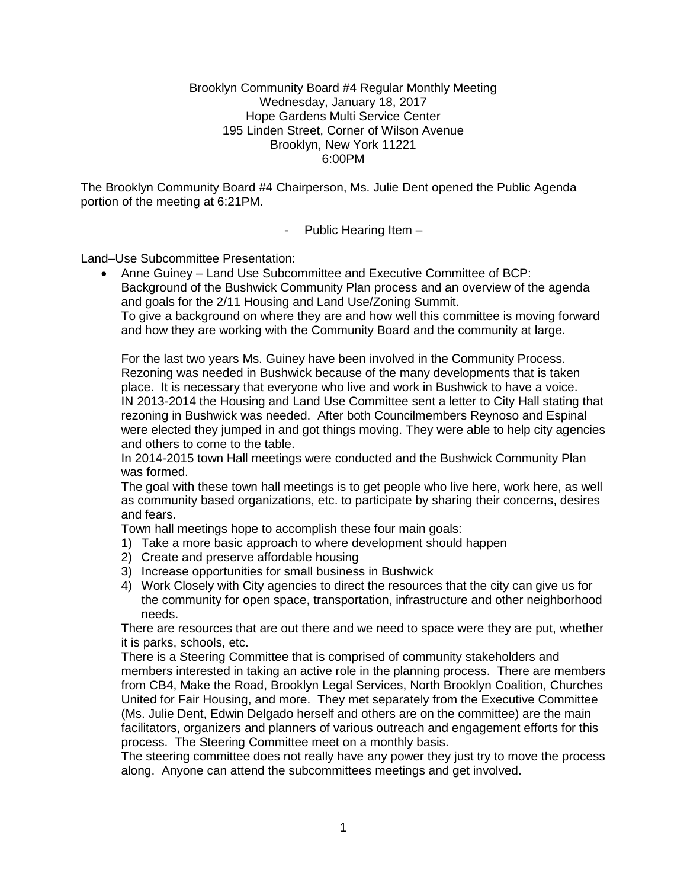Brooklyn Community Board #4 Regular Monthly Meeting
Wednesday, January 18, 2017
Hope Gardens Multi Service Center
195 Linden Street, Corner of Wilson Avenue
Brooklyn, New York 11221
6:00PM

The Brooklyn Community Board #4 Chairperson, Ms. Julie Dent opened the Public Agenda portion of the meeting at 6:21PM.

- Public Hearing Item –

Land–Use Subcommittee Presentation:

- Anne Guiney – Land Use Subcommittee and Executive Committee of BCP: Background of the Bushwick Community Plan process and an overview of the agenda and goals for the 2/11 Housing and Land Use/Zoning Summit.
  To give a background on where they are and how well this committee is moving forward and how they are working with the Community Board and the community at large.

  For the last two years Ms. Guiney have been involved in the Community Process. Rezoning was needed in Bushwick because of the many developments that is taken place. It is necessary that everyone who live and work in Bushwick to have a voice. IN 2013-2014 the Housing and Land Use Committee sent a letter to City Hall stating that rezoning in Bushwick was needed. After both Councilmembers Reynoso and Espinal were elected they jumped in and got things moving. They were able to help city agencies and others to come to the table.
  In 2014-2015 town Hall meetings were conducted and the Bushwick Community Plan was formed.
  The goal with these town hall meetings is to get people who live here, work here, as well as community based organizations, etc. to participate by sharing their concerns, desires and fears.
  Town hall meetings hope to accomplish these four main goals:
  1) Take a more basic approach to where development should happen
  2) Create and preserve affordable housing
  3) Increase opportunities for small business in Bushwick
  4) Work Closely with City agencies to direct the resources that the city can give us for the community for open space, transportation, infrastructure and other neighborhood needs.

  There are resources that are out there and we need to space were they are put, whether it is parks, schools, etc.
  There is a Steering Committee that is comprised of community stakeholders and members interested in taking an active role in the planning process. There are members from CB4, Make the Road, Brooklyn Legal Services, North Brooklyn Coalition, Churches United for Fair Housing, and more. They met separately from the Executive Committee (Ms. Julie Dent, Edwin Delgado herself and others are on the committee) are the main facilitators, organizers and planners of various outreach and engagement efforts for this process. The Steering Committee meet on a monthly basis.
  The steering committee does not really have any power they just try to move the process along. Anyone can attend the subcommittees meetings and get involved.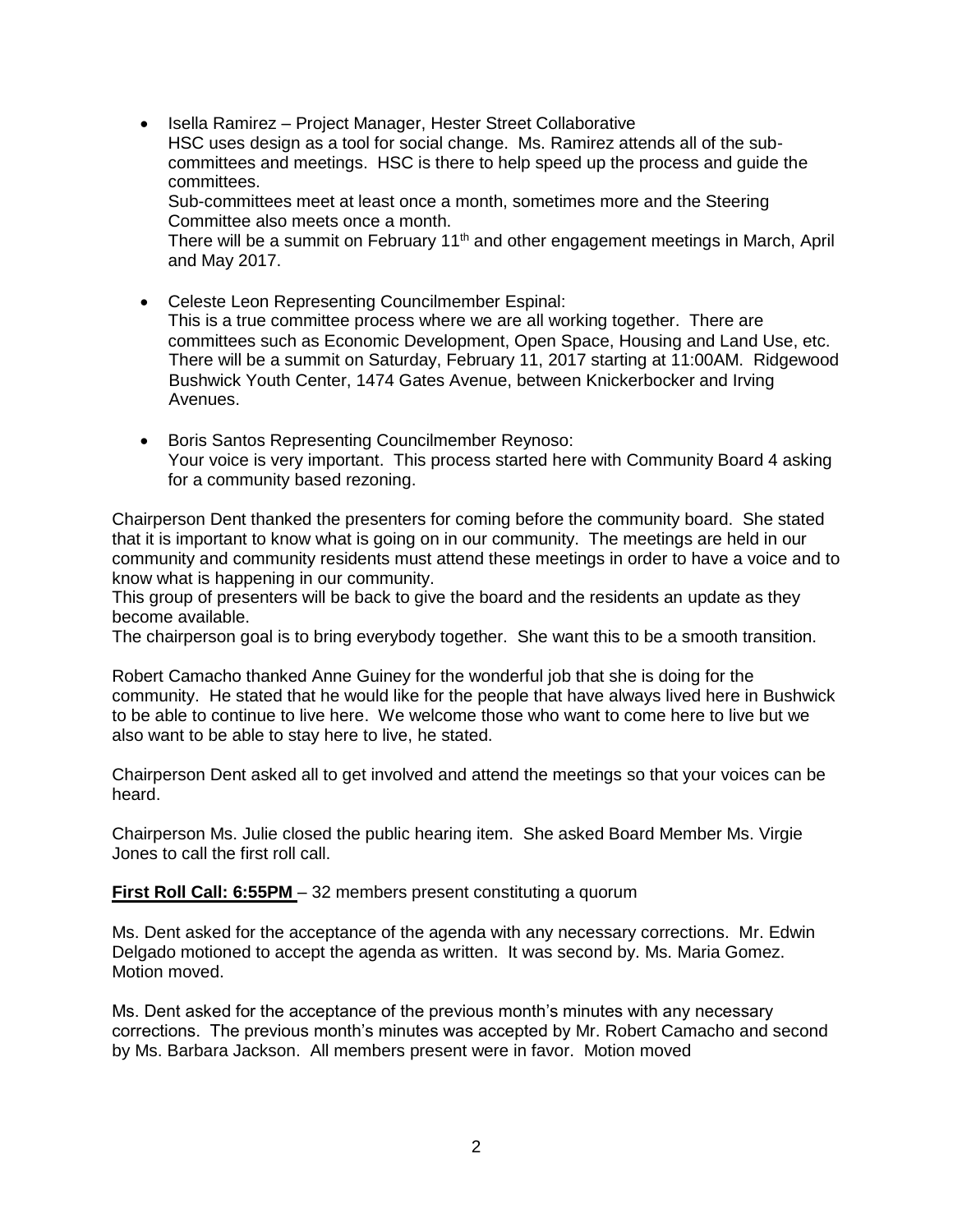- Isella Ramirez – Project Manager, Hester Street Collaborative
  HSC uses design as a tool for social change. Ms. Ramirez attends all of the sub-committees and meetings. HSC is there to help speed up the process and guide the committees.
  Sub-committees meet at least once a month, sometimes more and the Steering Committee also meets once a month.
  There will be a summit on February 11th and other engagement meetings in March, April and May 2017.

- Celeste Leon Representing Councilmember Espinal:
  This is a true committee process where we are all working together. There are committees such as Economic Development, Open Space, Housing and Land Use, etc. There will be a summit on Saturday, February 11, 2017 starting at 11:00AM. Ridgewood Bushwick Youth Center, 1474 Gates Avenue, between Knickerbocker and Irving Avenues.

- Boris Santos Representing Councilmember Reynoso:
  Your voice is very important. This process started here with Community Board 4 asking for a community based rezoning.

Chairperson Dent thanked the presenters for coming before the community board. She stated that it is important to know what is going on in our community. The meetings are held in our community and community residents must attend these meetings in order to have a voice and to know what is happening in our community.
This group of presenters will be back to give the board and the residents an update as they become available.
The chairperson goal is to bring everybody together. She want this to be a smooth transition.

Robert Camacho thanked Anne Guiney for the wonderful job that she is doing for the community. He stated that he would like for the people that have always lived here in Bushwick to be able to continue to live here. We welcome those who want to come here to live but we also want to be able to stay here to live, he stated.

Chairperson Dent asked all to get involved and attend the meetings so that your voices can be heard.

Chairperson Ms. Julie closed the public hearing item. She asked Board Member Ms. Virgie Jones to call the first roll call.

**First Roll Call: 6:55PM** – 32 members present constituting a quorum

Ms. Dent asked for the acceptance of the agenda with any necessary corrections. Mr. Edwin Delgado motioned to accept the agenda as written. It was second by. Ms. Maria Gomez. Motion moved.

Ms. Dent asked for the acceptance of the previous month's minutes with any necessary corrections. The previous month's minutes was accepted by Mr. Robert Camacho and second by Ms. Barbara Jackson. All members present were in favor. Motion moved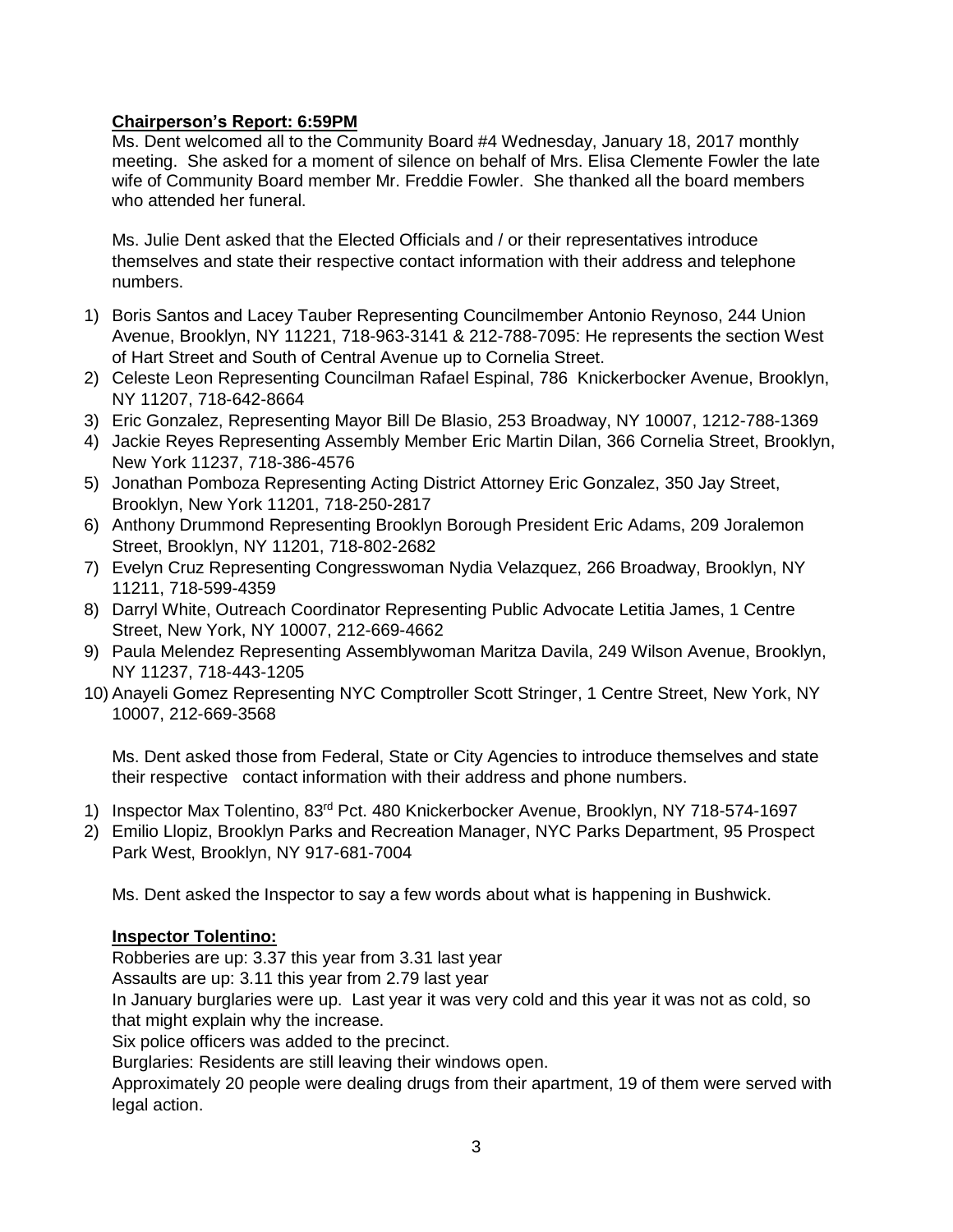**Chairperson's Report: 6:59PM**

Ms. Dent welcomed all to the Community Board #4 Wednesday, January 18, 2017 monthly meeting. She asked for a moment of silence on behalf of Mrs. Elisa Clemente Fowler the late wife of Community Board member Mr. Freddie Fowler. She thanked all the board members who attended her funeral.

Ms. Julie Dent asked that the Elected Officials and / or their representatives introduce themselves and state their respective contact information with their address and telephone numbers.

1) Boris Santos and Lacey Tauber Representing Councilmember Antonio Reynoso, 244 Union Avenue, Brooklyn, NY 11221, 718-963-3141 & 212-788-7095: He represents the section West of Hart Street and South of Central Avenue up to Cornelia Street.
2) Celeste Leon Representing Councilman Rafael Espinal, 786 Knickerbocker Avenue, Brooklyn, NY 11207, 718-642-8664
3) Eric Gonzalez, Representing Mayor Bill De Blasio, 253 Broadway, NY 10007, 1212-788-1369
4) Jackie Reyes Representing Assembly Member Eric Martin Dilan, 366 Cornelia Street, Brooklyn, New York 11237, 718-386-4576
5) Jonathan Pomboza Representing Acting District Attorney Eric Gonzalez, 350 Jay Street, Brooklyn, New York 11201, 718-250-2817
6) Anthony Drummond Representing Brooklyn Borough President Eric Adams, 209 Joralemon Street, Brooklyn, NY 11201, 718-802-2682
7) Evelyn Cruz Representing Congresswoman Nydia Velazquez, 266 Broadway, Brooklyn, NY 11211, 718-599-4359
8) Darryl White, Outreach Coordinator Representing Public Advocate Letitia James, 1 Centre Street, New York, NY 10007, 212-669-4662
9) Paula Melendez Representing Assemblywoman Maritza Davila, 249 Wilson Avenue, Brooklyn, NY 11237, 718-443-1205
10) Anayeli Gomez Representing NYC Comptroller Scott Stringer, 1 Centre Street, New York, NY 10007, 212-669-3568

Ms. Dent asked those from Federal, State or City Agencies to introduce themselves and state their respective contact information with their address and phone numbers.

1) Inspector Max Tolentino, 83rd Pct. 480 Knickerbocker Avenue, Brooklyn, NY 718-574-1697
2) Emilio Llopiz, Brooklyn Parks and Recreation Manager, NYC Parks Department, 95 Prospect Park West, Brooklyn, NY 917-681-7004

Ms. Dent asked the Inspector to say a few words about what is happening in Bushwick.

**Inspector Tolentino:**

Robberies are up: 3.37 this year from 3.31 last year

Assaults are up: 3.11 this year from 2.79 last year

In January burglaries were up. Last year it was very cold and this year it was not as cold, so that might explain why the increase.

Six police officers was added to the precinct.

Burglaries: Residents are still leaving their windows open.

Approximately 20 people were dealing drugs from their apartment, 19 of them were served with legal action.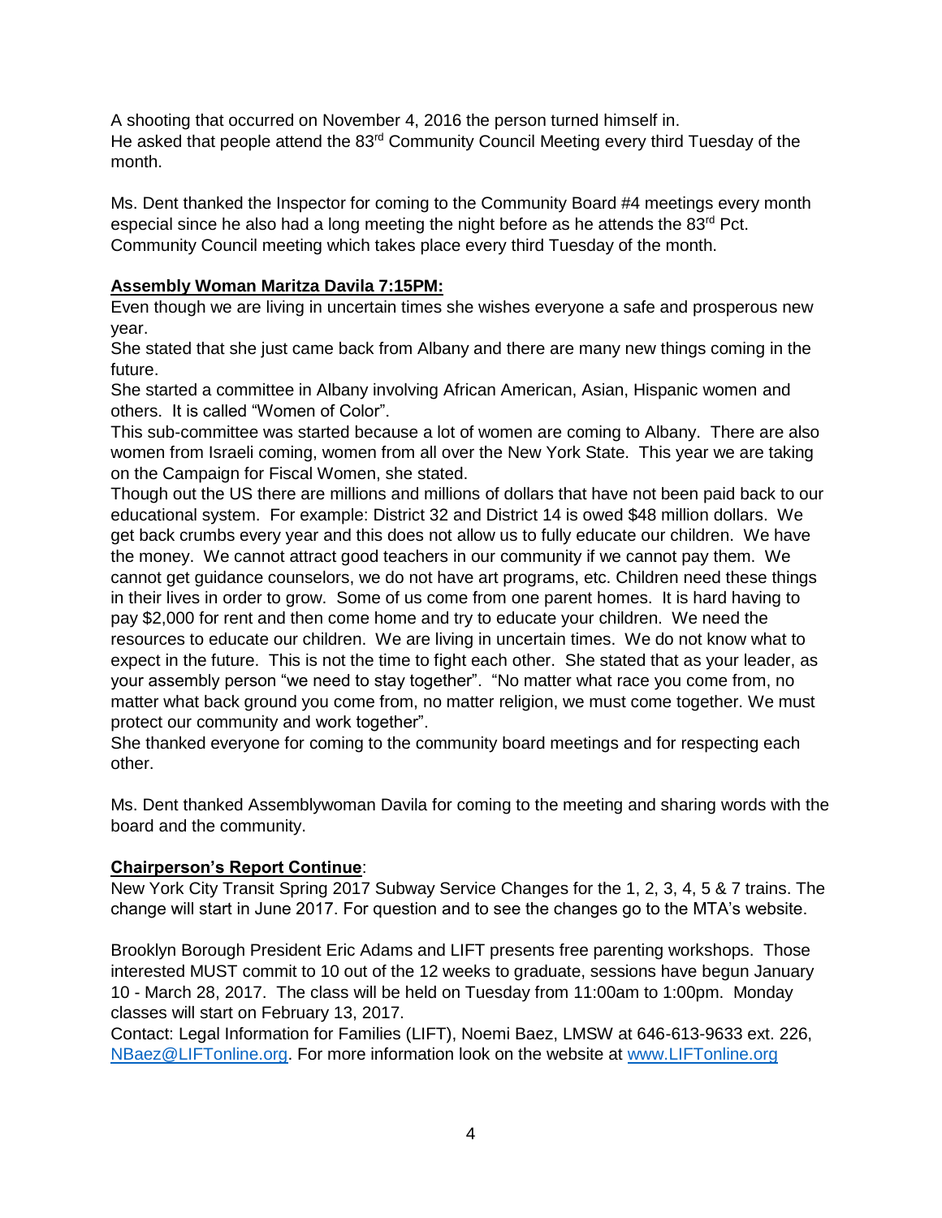A shooting that occurred on November 4, 2016 the person turned himself in.
He asked that people attend the 83rd Community Council Meeting every third Tuesday of the month.

Ms. Dent thanked the Inspector for coming to the Community Board #4 meetings every month especial since he also had a long meeting the night before as he attends the 83rd Pct. Community Council meeting which takes place every third Tuesday of the month.

**Assembly Woman Maritza Davila 7:15PM:**

Even though we are living in uncertain times she wishes everyone a safe and prosperous new year.
She stated that she just came back from Albany and there are many new things coming in the future.
She started a committee in Albany involving African American, Asian, Hispanic women and others. It is called "Women of Color".
This sub-committee was started because a lot of women are coming to Albany. There are also women from Israeli coming, women from all over the New York State. This year we are taking on the Campaign for Fiscal Women, she stated.
Though out the US there are millions and millions of dollars that have not been paid back to our educational system. For example: District 32 and District 14 is owed $48 million dollars. We get back crumbs every year and this does not allow us to fully educate our children. We have the money. We cannot attract good teachers in our community if we cannot pay them. We cannot get guidance counselors, we do not have art programs, etc. Children need these things in their lives in order to grow. Some of us come from one parent homes. It is hard having to pay $2,000 for rent and then come home and try to educate your children. We need the resources to educate our children. We are living in uncertain times. We do not know what to expect in the future. This is not the time to fight each other. She stated that as your leader, as your assembly person "we need to stay together". "No matter what race you come from, no matter what back ground you come from, no matter religion, we must come together. We must protect our community and work together".
She thanked everyone for coming to the community board meetings and for respecting each other.

Ms. Dent thanked Assemblywoman Davila for coming to the meeting and sharing words with the board and the community.

**Chairperson's Report Continue**:

New York City Transit Spring 2017 Subway Service Changes for the 1, 2, 3, 4, 5 & 7 trains. The change will start in June 2017. For question and to see the changes go to the MTA's website.

Brooklyn Borough President Eric Adams and LIFT presents free parenting workshops. Those interested MUST commit to 10 out of the 12 weeks to graduate, sessions have begun January 10 - March 28, 2017. The class will be held on Tuesday from 11:00am to 1:00pm. Monday classes will start on February 13, 2017.
Contact: Legal Information for Families (LIFT), Noemi Baez, LMSW at 646-613-9633 ext. 226, NBaez@LIFTonline.org. For more information look on the website at www.LIFTonline.org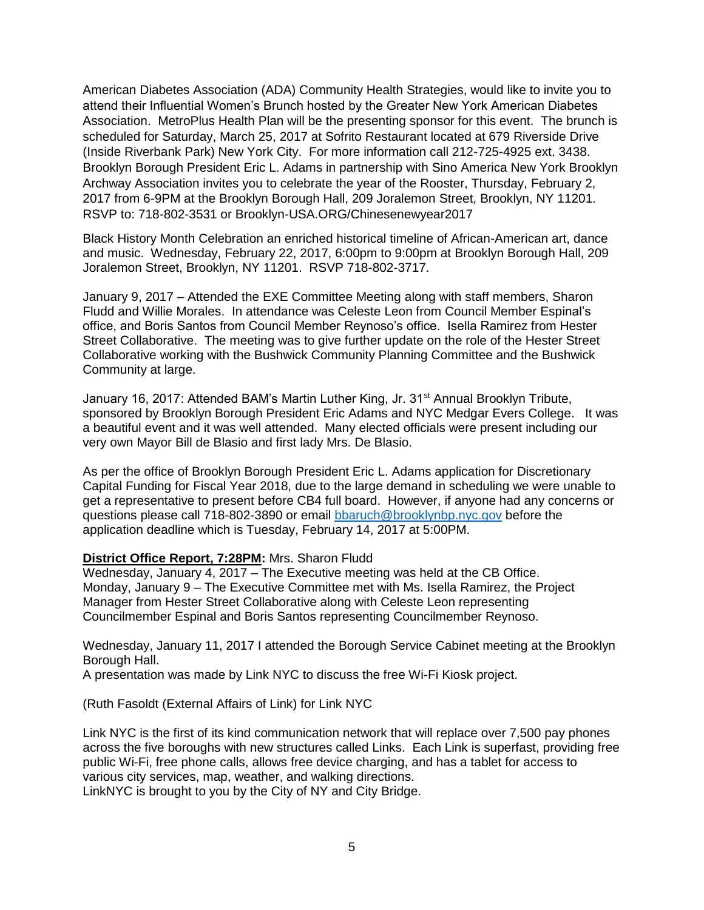American Diabetes Association (ADA) Community Health Strategies, would like to invite you to attend their Influential Women's Brunch hosted by the Greater New York American Diabetes Association. MetroPlus Health Plan will be the presenting sponsor for this event. The brunch is scheduled for Saturday, March 25, 2017 at Sofrito Restaurant located at 679 Riverside Drive (Inside Riverbank Park) New York City. For more information call 212-725-4925 ext. 3438. Brooklyn Borough President Eric L. Adams in partnership with Sino America New York Brooklyn Archway Association invites you to celebrate the year of the Rooster, Thursday, February 2, 2017 from 6-9PM at the Brooklyn Borough Hall, 209 Joralemon Street, Brooklyn, NY 11201. RSVP to: 718-802-3531 or Brooklyn-USA.ORG/Chinesenewyear2017

Black History Month Celebration an enriched historical timeline of African-American art, dance and music. Wednesday, February 22, 2017, 6:00pm to 9:00pm at Brooklyn Borough Hall, 209 Joralemon Street, Brooklyn, NY 11201. RSVP 718-802-3717.

January 9, 2017 – Attended the EXE Committee Meeting along with staff members, Sharon Fludd and Willie Morales. In attendance was Celeste Leon from Council Member Espinal's office, and Boris Santos from Council Member Reynoso's office. Isella Ramirez from Hester Street Collaborative. The meeting was to give further update on the role of the Hester Street Collaborative working with the Bushwick Community Planning Committee and the Bushwick Community at large.

January 16, 2017: Attended BAM's Martin Luther King, Jr. 31st Annual Brooklyn Tribute, sponsored by Brooklyn Borough President Eric Adams and NYC Medgar Evers College. It was a beautiful event and it was well attended. Many elected officials were present including our very own Mayor Bill de Blasio and first lady Mrs. De Blasio.

As per the office of Brooklyn Borough President Eric L. Adams application for Discretionary Capital Funding for Fiscal Year 2018, due to the large demand in scheduling we were unable to get a representative to present before CB4 full board. However, if anyone had any concerns or questions please call 718-802-3890 or email bbaruch@brooklynbp.nyc.gov before the application deadline which is Tuesday, February 14, 2017 at 5:00PM.

**District Office Report, 7:28PM:** Mrs. Sharon Fludd
Wednesday, January 4, 2017 – The Executive meeting was held at the CB Office.
Monday, January 9 – The Executive Committee met with Ms. Isella Ramirez, the Project Manager from Hester Street Collaborative along with Celeste Leon representing Councilmember Espinal and Boris Santos representing Councilmember Reynoso.

Wednesday, January 11, 2017 I attended the Borough Service Cabinet meeting at the Brooklyn Borough Hall.
A presentation was made by Link NYC to discuss the free Wi-Fi Kiosk project.

(Ruth Fasoldt (External Affairs of Link) for Link NYC

Link NYC is the first of its kind communication network that will replace over 7,500 pay phones across the five boroughs with new structures called Links. Each Link is superfast, providing free public Wi-Fi, free phone calls, allows free device charging, and has a tablet for access to various city services, map, weather, and walking directions.
LinkNYC is brought to you by the City of NY and City Bridge.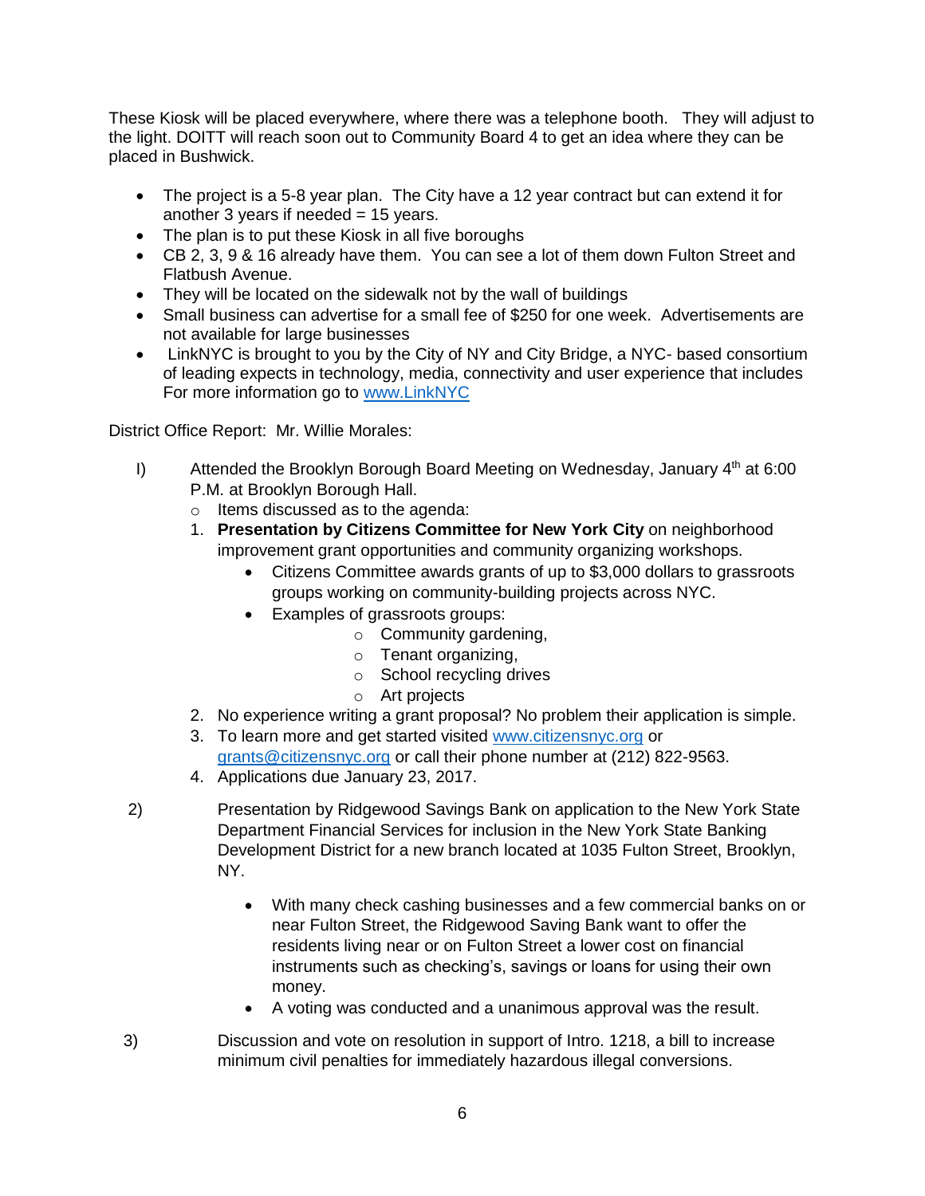These Kiosk will be placed everywhere, where there was a telephone booth. They will adjust to the light. DOITT will reach soon out to Community Board 4 to get an idea where they can be placed in Bushwick.

- The project is a 5-8 year plan. The City have a 12 year contract but can extend it for another 3 years if needed = 15 years.
- The plan is to put these Kiosk in all five boroughs
- CB 2, 3, 9 & 16 already have them. You can see a lot of them down Fulton Street and Flatbush Avenue.
- They will be located on the sidewalk not by the wall of buildings
- Small business can advertise for a small fee of $250 for one week. Advertisements are not available for large businesses
- LinkNYC is brought to you by the City of NY and City Bridge, a NYC- based consortium of leading expects in technology, media, connectivity and user experience that includes For more information go to www.LinkNYC

District Office Report: Mr. Willie Morales:

I) Attended the Brooklyn Borough Board Meeting on Wednesday, January 4th at 6:00 P.M. at Brooklyn Borough Hall.
   - Items discussed as to the agenda:
   1. **Presentation by Citizens Committee for New York City** on neighborhood improvement grant opportunities and community organizing workshops.
      - Citizens Committee awards grants of up to $3,000 dollars to grassroots groups working on community-building projects across NYC.
      - Examples of grassroots groups:
         - Community gardening,
         - Tenant organizing,
         - School recycling drives
         - Art projects
   2. No experience writing a grant proposal? No problem their application is simple.
   3. To learn more and get started visited www.citizensnyc.org or grants@citizensnyc.org or call their phone number at (212) 822-9563.
   4. Applications due January 23, 2017.

2) Presentation by Ridgewood Savings Bank on application to the New York State Department Financial Services for inclusion in the New York State Banking Development District for a new branch located at 1035 Fulton Street, Brooklyn, NY.

   - With many check cashing businesses and a few commercial banks on or near Fulton Street, the Ridgewood Saving Bank want to offer the residents living near or on Fulton Street a lower cost on financial instruments such as checking's, savings or loans for using their own money.
   - A voting was conducted and a unanimous approval was the result.

3) Discussion and vote on resolution in support of Intro. 1218, a bill to increase minimum civil penalties for immediately hazardous illegal conversions.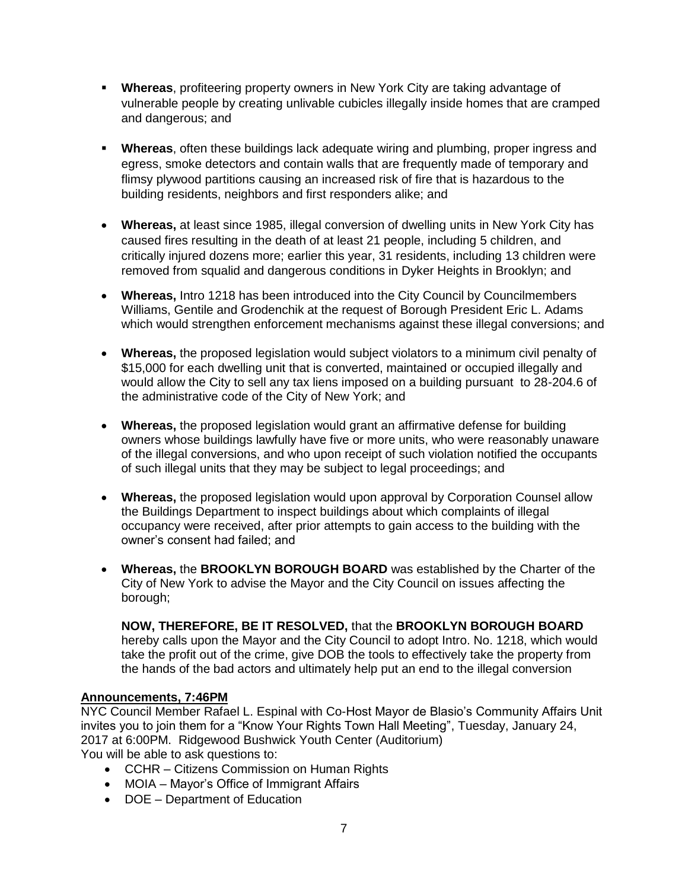- **Whereas**, profiteering property owners in New York City are taking advantage of vulnerable people by creating unlivable cubicles illegally inside homes that are cramped and dangerous; and

- **Whereas**, often these buildings lack adequate wiring and plumbing, proper ingress and egress, smoke detectors and contain walls that are frequently made of temporary and flimsy plywood partitions causing an increased risk of fire that is hazardous to the building residents, neighbors and first responders alike; and

- **Whereas,** at least since 1985, illegal conversion of dwelling units in New York City has caused fires resulting in the death of at least 21 people, including 5 children, and critically injured dozens more; earlier this year, 31 residents, including 13 children were removed from squalid and dangerous conditions in Dyker Heights in Brooklyn; and

- **Whereas,** Intro 1218 has been introduced into the City Council by Councilmembers Williams, Gentile and Grodenchik at the request of Borough President Eric L. Adams which would strengthen enforcement mechanisms against these illegal conversions; and

- **Whereas,** the proposed legislation would subject violators to a minimum civil penalty of $15,000 for each dwelling unit that is converted, maintained or occupied illegally and would allow the City to sell any tax liens imposed on a building pursuant to 28-204.6 of the administrative code of the City of New York; and

- **Whereas,** the proposed legislation would grant an affirmative defense for building owners whose buildings lawfully have five or more units, who were reasonably unaware of the illegal conversions, and who upon receipt of such violation notified the occupants of such illegal units that they may be subject to legal proceedings; and

- **Whereas,** the proposed legislation would upon approval by Corporation Counsel allow the Buildings Department to inspect buildings about which complaints of illegal occupancy were received, after prior attempts to gain access to the building with the owner's consent had failed; and

- **Whereas,** the **BROOKLYN BOROUGH BOARD** was established by the Charter of the City of New York to advise the Mayor and the City Council on issues affecting the borough;

**NOW, THEREFORE, BE IT RESOLVED,** that the **BROOKLYN BOROUGH BOARD** hereby calls upon the Mayor and the City Council to adopt Intro. No. 1218, which would take the profit out of the crime, give DOB the tools to effectively take the property from the hands of the bad actors and ultimately help put an end to the illegal conversion

**Announcements, 7:46PM**

NYC Council Member Rafael L. Espinal with Co-Host Mayor de Blasio's Community Affairs Unit invites you to join them for a "Know Your Rights Town Hall Meeting", Tuesday, January 24, 2017 at 6:00PM. Ridgewood Bushwick Youth Center (Auditorium)
You will be able to ask questions to:

- CCHR – Citizens Commission on Human Rights
- MOIA – Mayor's Office of Immigrant Affairs
- DOE – Department of Education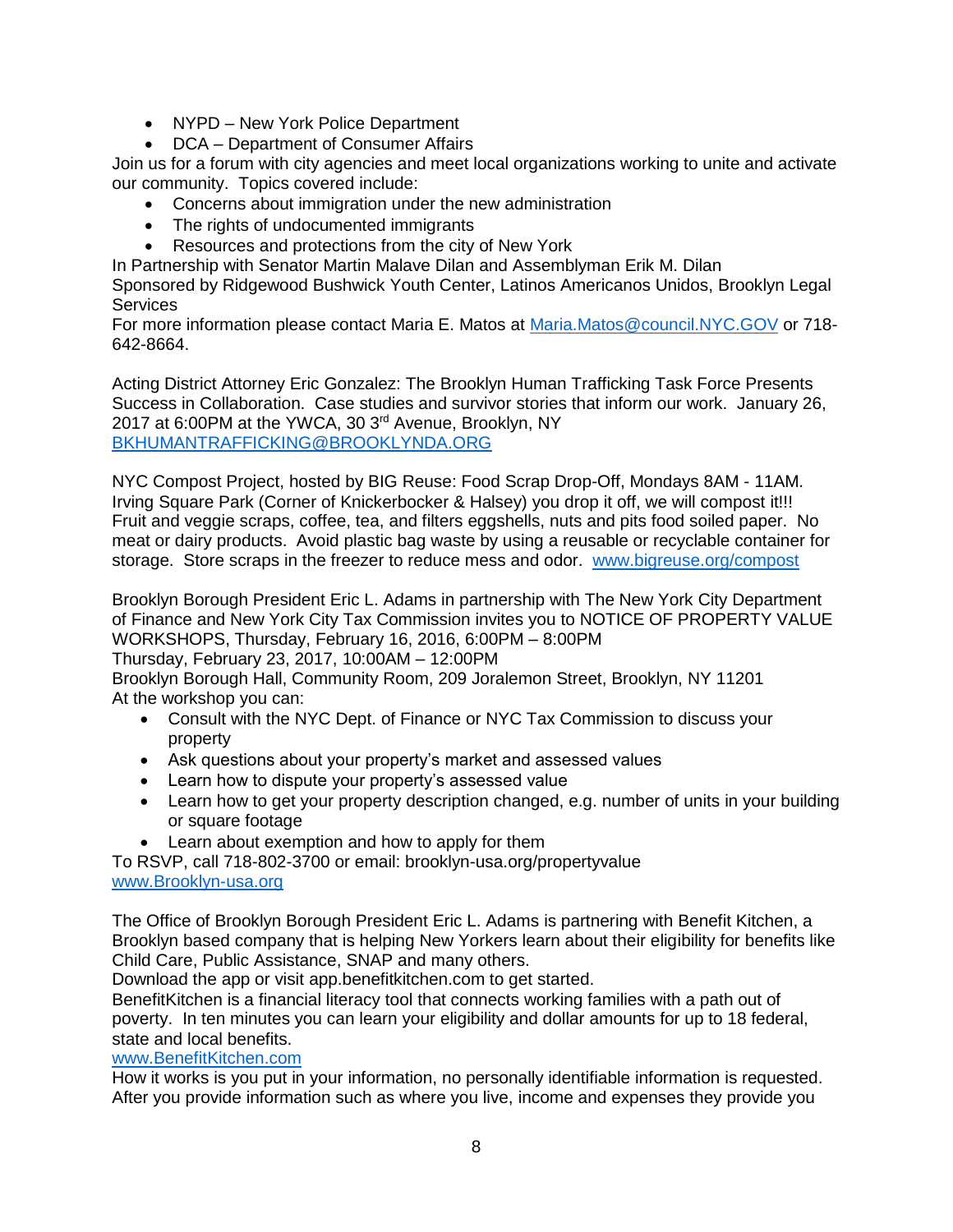- NYPD – New York Police Department
- DCA – Department of Consumer Affairs

Join us for a forum with city agencies and meet local organizations working to unite and activate our community. Topics covered include:

- Concerns about immigration under the new administration
- The rights of undocumented immigrants
- Resources and protections from the city of New York

In Partnership with Senator Martin Malave Dilan and Assemblyman Erik M. Dilan
Sponsored by Ridgewood Bushwick Youth Center, Latinos Americanos Unidos, Brooklyn Legal Services
For more information please contact Maria E. Matos at Maria.Matos@council.NYC.GOV or 718-642-8664.

Acting District Attorney Eric Gonzalez: The Brooklyn Human Trafficking Task Force Presents Success in Collaboration. Case studies and survivor stories that inform our work. January 26, 2017 at 6:00PM at the YWCA, 30 3rd Avenue, Brooklyn, NY
BKHUMANTRAFFICKING@BROOKLYNDA.ORG

NYC Compost Project, hosted by BIG Reuse: Food Scrap Drop-Off, Mondays 8AM - 11AM. Irving Square Park (Corner of Knickerbocker & Halsey) you drop it off, we will compost it!!! Fruit and veggie scraps, coffee, tea, and filters eggshells, nuts and pits food soiled paper. No meat or dairy products. Avoid plastic bag waste by using a reusable or recyclable container for storage. Store scraps in the freezer to reduce mess and odor. www.bigreuse.org/compost

Brooklyn Borough President Eric L. Adams in partnership with The New York City Department of Finance and New York City Tax Commission invites you to NOTICE OF PROPERTY VALUE WORKSHOPS, Thursday, February 16, 2016, 6:00PM – 8:00PM
Thursday, February 23, 2017, 10:00AM – 12:00PM
Brooklyn Borough Hall, Community Room, 209 Joralemon Street, Brooklyn, NY 11201
At the workshop you can:

- Consult with the NYC Dept. of Finance or NYC Tax Commission to discuss your property
- Ask questions about your property's market and assessed values
- Learn how to dispute your property's assessed value
- Learn how to get your property description changed, e.g. number of units in your building or square footage
- Learn about exemption and how to apply for them

To RSVP, call 718-802-3700 or email: brooklyn-usa.org/propertyvalue
www.Brooklyn-usa.org

The Office of Brooklyn Borough President Eric L. Adams is partnering with Benefit Kitchen, a Brooklyn based company that is helping New Yorkers learn about their eligibility for benefits like Child Care, Public Assistance, SNAP and many others.
Download the app or visit app.benefitkitchen.com to get started.
BenefitKitchen is a financial literacy tool that connects working families with a path out of poverty. In ten minutes you can learn your eligibility and dollar amounts for up to 18 federal, state and local benefits.
www.BenefitKitchen.com
How it works is you put in your information, no personally identifiable information is requested. After you provide information such as where you live, income and expenses they provide you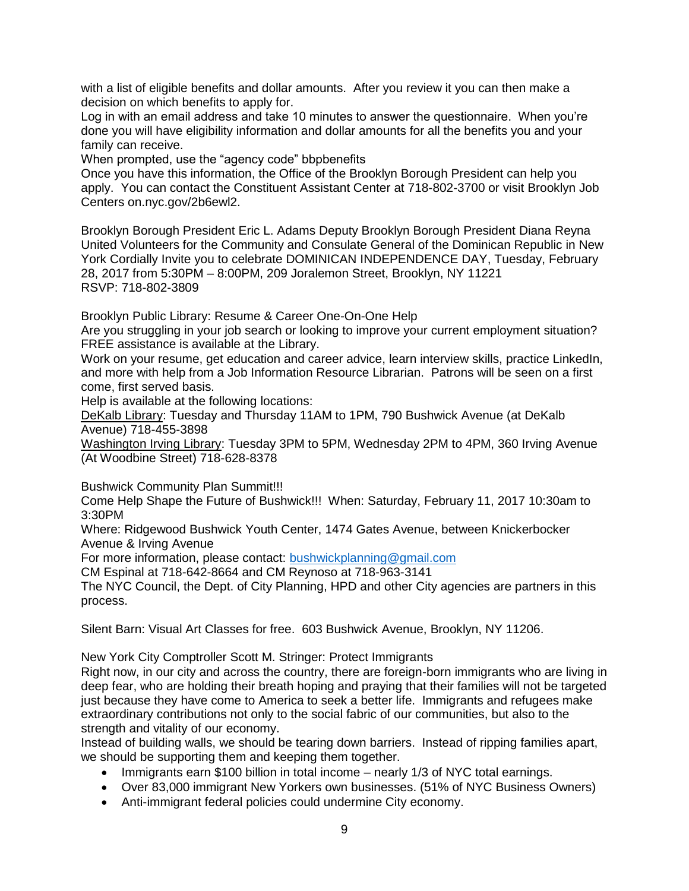with a list of eligible benefits and dollar amounts. After you review it you can then make a decision on which benefits to apply for.
Log in with an email address and take 10 minutes to answer the questionnaire. When you're done you will have eligibility information and dollar amounts for all the benefits you and your family can receive.
When prompted, use the "agency code" bbpbenefits
Once you have this information, the Office of the Brooklyn Borough President can help you apply. You can contact the Constituent Assistant Center at 718-802-3700 or visit Brooklyn Job Centers on.nyc.gov/2b6ewl2.

Brooklyn Borough President Eric L. Adams Deputy Brooklyn Borough President Diana Reyna United Volunteers for the Community and Consulate General of the Dominican Republic in New York Cordially Invite you to celebrate DOMINICAN INDEPENDENCE DAY, Tuesday, February 28, 2017 from 5:30PM – 8:00PM, 209 Joralemon Street, Brooklyn, NY 11221
RSVP: 718-802-3809

Brooklyn Public Library: Resume & Career One-On-One Help
Are you struggling in your job search or looking to improve your current employment situation? FREE assistance is available at the Library.
Work on your resume, get education and career advice, learn interview skills, practice LinkedIn, and more with help from a Job Information Resource Librarian. Patrons will be seen on a first come, first served basis.
Help is available at the following locations:
<u>DeKalb Library</u>: Tuesday and Thursday 11AM to 1PM, 790 Bushwick Avenue (at DeKalb Avenue) 718-455-3898
<u>Washington Irving Library</u>: Tuesday 3PM to 5PM, Wednesday 2PM to 4PM, 360 Irving Avenue (At Woodbine Street) 718-628-8378

Bushwick Community Plan Summit!!!
Come Help Shape the Future of Bushwick!!! When: Saturday, February 11, 2017 10:30am to 3:30PM
Where: Ridgewood Bushwick Youth Center, 1474 Gates Avenue, between Knickerbocker Avenue & Irving Avenue
For more information, please contact: bushwickplanning@gmail.com
CM Espinal at 718-642-8664 and CM Reynoso at 718-963-3141
The NYC Council, the Dept. of City Planning, HPD and other City agencies are partners in this process.

Silent Barn: Visual Art Classes for free. 603 Bushwick Avenue, Brooklyn, NY 11206.

New York City Comptroller Scott M. Stringer: Protect Immigrants
Right now, in our city and across the country, there are foreign-born immigrants who are living in deep fear, who are holding their breath hoping and praying that their families will not be targeted just because they have come to America to seek a better life. Immigrants and refugees make extraordinary contributions not only to the social fabric of our communities, but also to the strength and vitality of our economy.
Instead of building walls, we should be tearing down barriers. Instead of ripping families apart, we should be supporting them and keeping them together.

- Immigrants earn $100 billion in total income – nearly 1/3 of NYC total earnings.
- Over 83,000 immigrant New Yorkers own businesses. (51% of NYC Business Owners)
- Anti-immigrant federal policies could undermine City economy.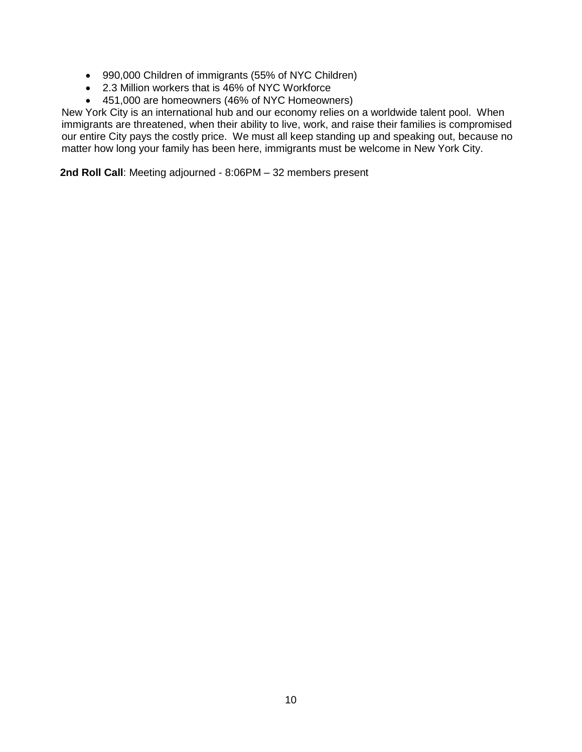- 990,000 Children of immigrants (55% of NYC Children)
- 2.3 Million workers that is 46% of NYC Workforce
- 451,000 are homeowners (46% of NYC Homeowners)

New York City is an international hub and our economy relies on a worldwide talent pool. When immigrants are threatened, when their ability to live, work, and raise their families is compromised our entire City pays the costly price. We must all keep standing up and speaking out, because no matter how long your family has been here, immigrants must be welcome in New York City.

**2nd Roll Call**: Meeting adjourned - 8:06PM – 32 members present